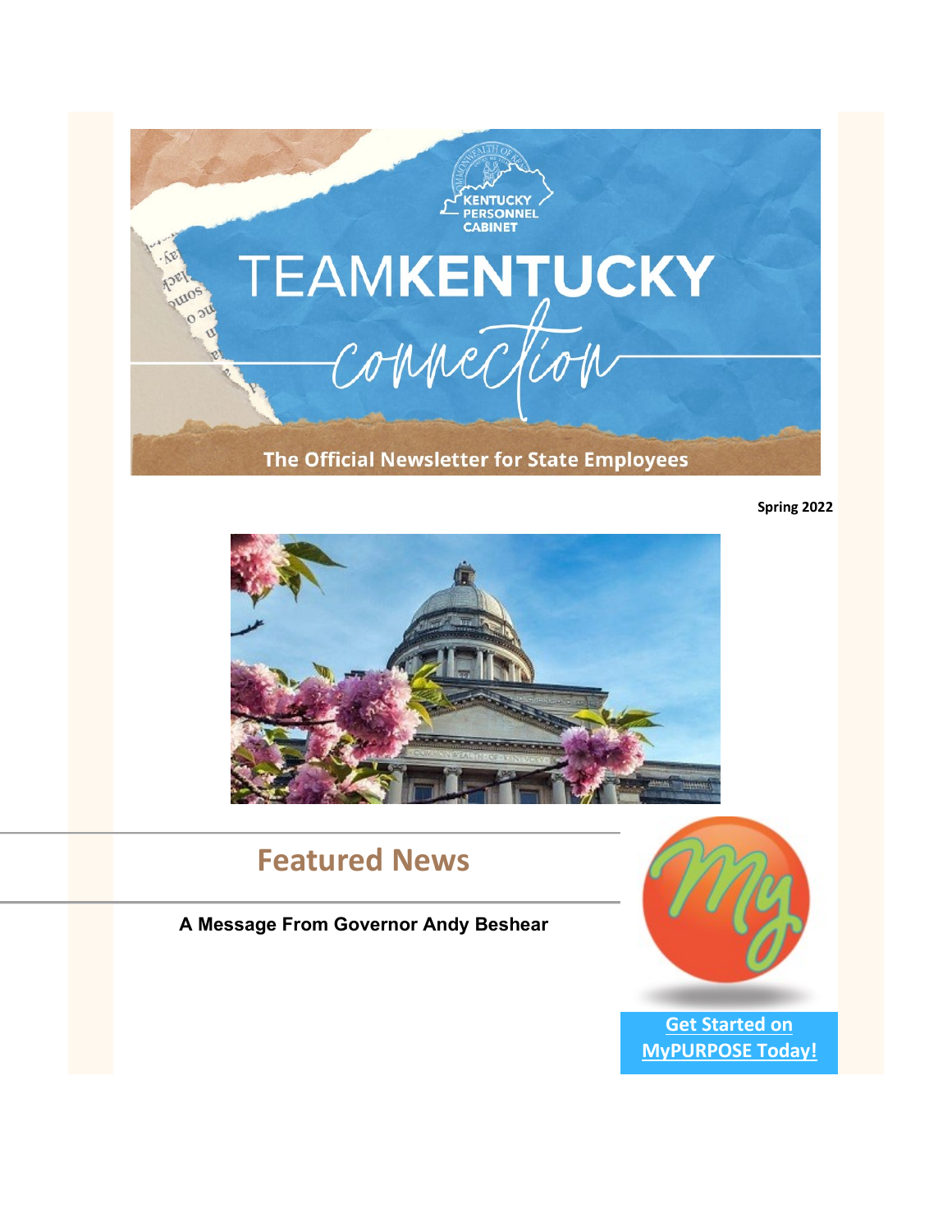KENTUCKY PERSONNEL CABINET

# TEAMKENTUCKY connection

The Official Newsletter for State Employees

**Spring 2022**

## Featured News

**A Message From Governor Andy Beshear**

**Get Started on MyPURPOSE Today!**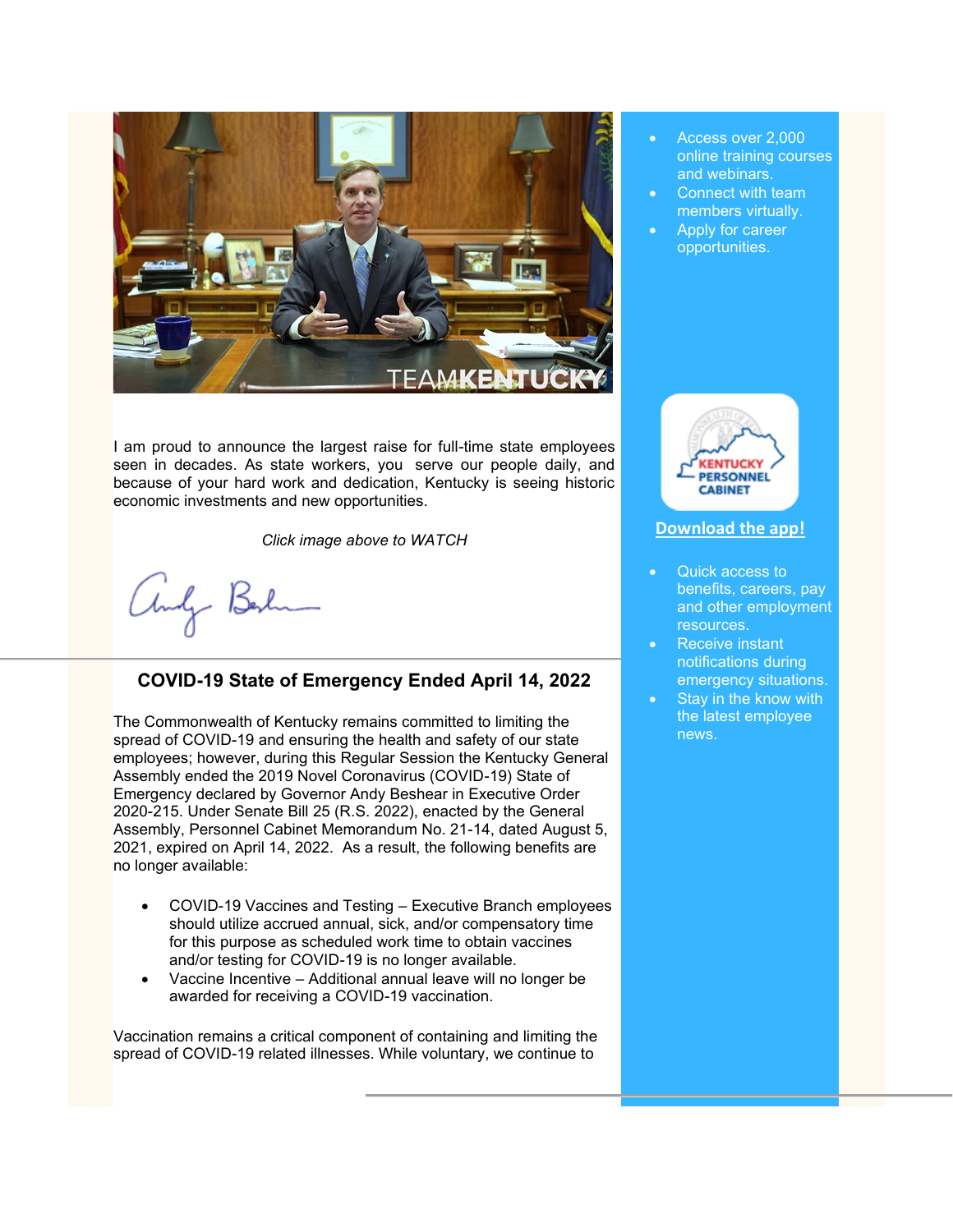I am proud to announce the largest raise for full-time state employees seen in decades. As state workers, you serve our people daily, and because of your hard work and dedication, Kentucky is seeing historic economic investments and new opportunities.

*Click image above to WATCH*

## COVID-19 State of Emergency Ended April 14, 2022

The Commonwealth of Kentucky remains committed to limiting the spread of COVID-19 and ensuring the health and safety of our state employees; however, during this Regular Session the Kentucky General Assembly ended the 2019 Novel Coronavirus (COVID-19) State of Emergency declared by Governor Andy Beshear in Executive Order 2020-215. Under Senate Bill 25 (R.S. 2022), enacted by the General Assembly, Personnel Cabinet Memorandum No. 21-14, dated August 5, 2021, expired on April 14, 2022. As a result, the following benefits are no longer available:

- COVID-19 Vaccines and Testing – Executive Branch employees should utilize accrued annual, sick, and/or compensatory time for this purpose as scheduled work time to obtain vaccines and/or testing for COVID-19 is no longer available.
- Vaccine Incentive – Additional annual leave will no longer be awarded for receiving a COVID-19 vaccination.

Vaccination remains a critical component of containing and limiting the spread of COVID-19 related illnesses. While voluntary, we continue to

- Access over 2,000 online training courses and webinars.
- Connect with team members virtually.
- Apply for career opportunities.

**Download the app!**

- Quick access to benefits, careers, pay and other employment resources.
- Receive instant notifications during emergency situations.
- Stay in the know with the latest employee news.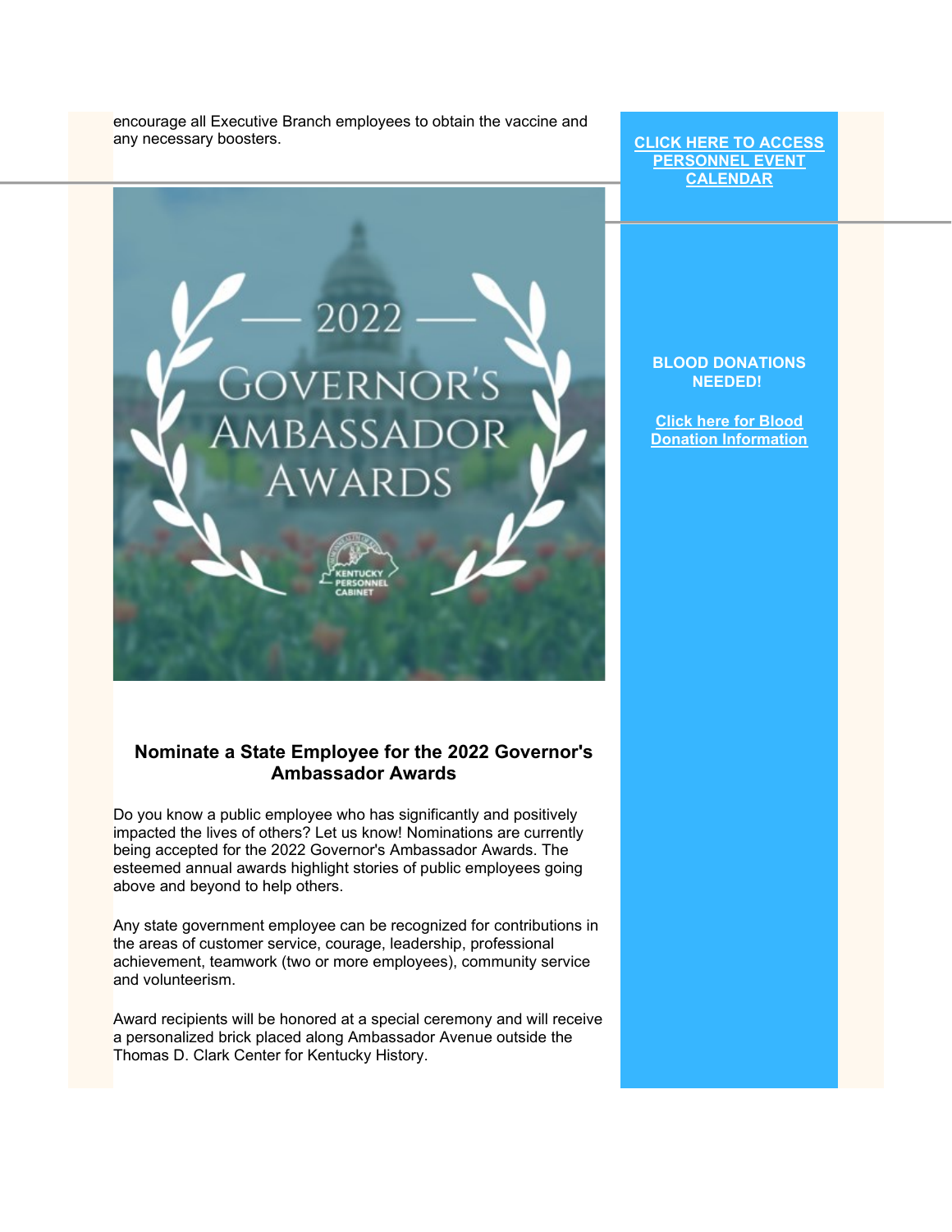encourage all Executive Branch employees to obtain the vaccine and any necessary boosters.

**CLICK HERE TO ACCESS PERSONNEL EVENT CALENDAR**

**BLOOD DONATIONS NEEDED!**

**Click here for Blood Donation Information**

### Nominate a State Employee for the 2022 Governor's Ambassador Awards

Do you know a public employee who has significantly and positively impacted the lives of others? Let us know! Nominations are currently being accepted for the 2022 Governor's Ambassador Awards. The esteemed annual awards highlight stories of public employees going above and beyond to help others.

Any state government employee can be recognized for contributions in the areas of customer service, courage, leadership, professional achievement, teamwork (two or more employees), community service and volunteerism.

Award recipients will be honored at a special ceremony and will receive a personalized brick placed along Ambassador Avenue outside the Thomas D. Clark Center for Kentucky History.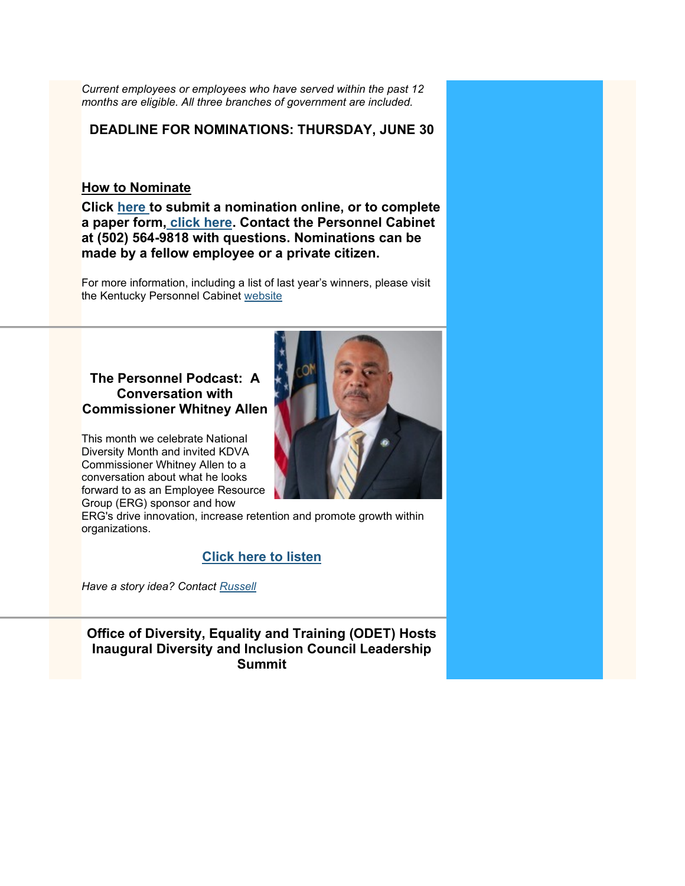*Current employees or employees who have served within the past 12 months are eligible. All three branches of government are included.*

**DEADLINE FOR NOMINATIONS: THURSDAY, JUNE 30**

## How to Nominate

**Click here to submit a nomination online, or to complete a paper form, click here. Contact the Personnel Cabinet at (502) 564-9818 with questions. Nominations can be made by a fellow employee or a private citizen.**

For more information, including a list of last year's winners, please visit the Kentucky Personnel Cabinet website

---

### The Personnel Podcast: A Conversation with Commissioner Whitney Allen

This month we celebrate National Diversity Month and invited KDVA Commissioner Whitney Allen to a conversation about what he looks forward to as an Employee Resource Group (ERG) sponsor and how ERG's drive innovation, increase retention and promote growth within organizations.

**Click here to listen**

*Have a story idea? Contact Russell*

---

### Office of Diversity, Equality and Training (ODET) Hosts Inaugural Diversity and Inclusion Council Leadership Summit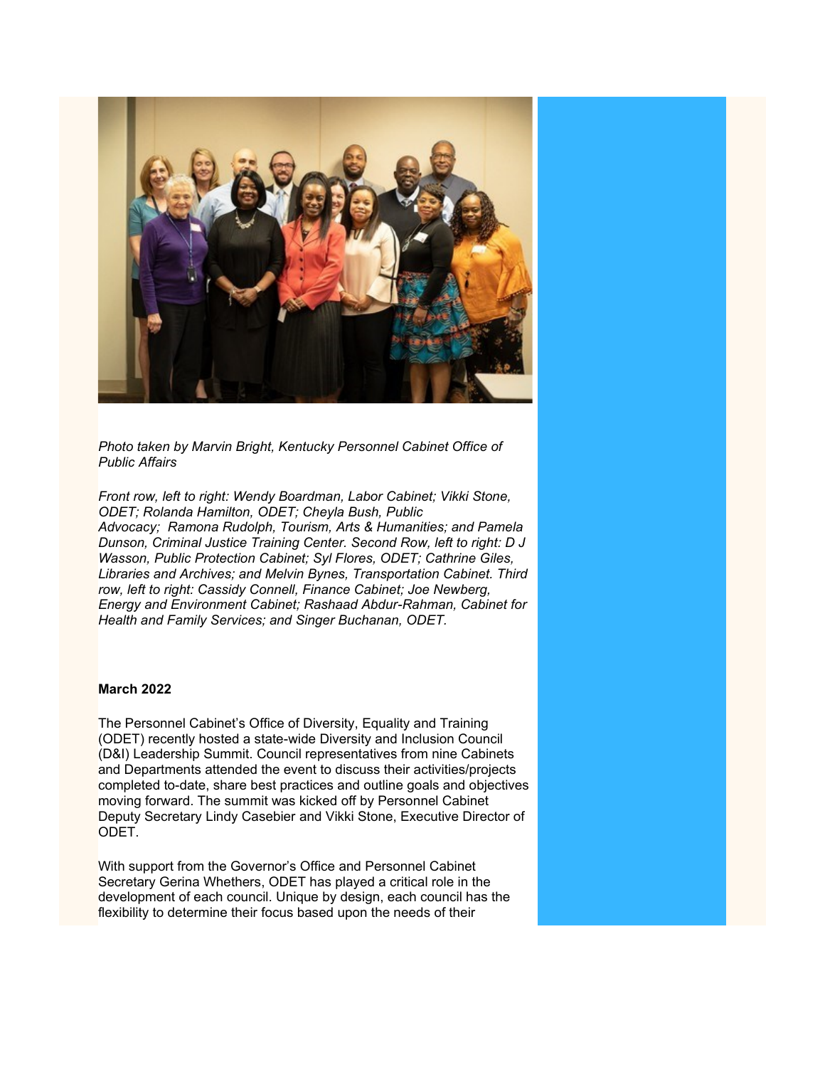*Photo taken by Marvin Bright, Kentucky Personnel Cabinet Office of Public Affairs*

*Front row, left to right: Wendy Boardman, Labor Cabinet; Vikki Stone, ODET; Rolanda Hamilton, ODET; Cheyla Bush, Public Advocacy; Ramona Rudolph, Tourism, Arts & Humanities; and Pamela Dunson, Criminal Justice Training Center. Second Row, left to right: D J Wasson, Public Protection Cabinet; Syl Flores, ODET; Cathrine Giles, Libraries and Archives; and Melvin Bynes, Transportation Cabinet. Third row, left to right: Cassidy Connell, Finance Cabinet; Joe Newberg, Energy and Environment Cabinet; Rashaad Abdur-Rahman, Cabinet for Health and Family Services; and Singer Buchanan, ODET.*

**March 2022**

The Personnel Cabinet's Office of Diversity, Equality and Training (ODET) recently hosted a state-wide Diversity and Inclusion Council (D&I) Leadership Summit. Council representatives from nine Cabinets and Departments attended the event to discuss their activities/projects completed to-date, share best practices and outline goals and objectives moving forward. The summit was kicked off by Personnel Cabinet Deputy Secretary Lindy Casebier and Vikki Stone, Executive Director of ODET.

With support from the Governor's Office and Personnel Cabinet Secretary Gerina Whethers, ODET has played a critical role in the development of each council. Unique by design, each council has the flexibility to determine their focus based upon the needs of their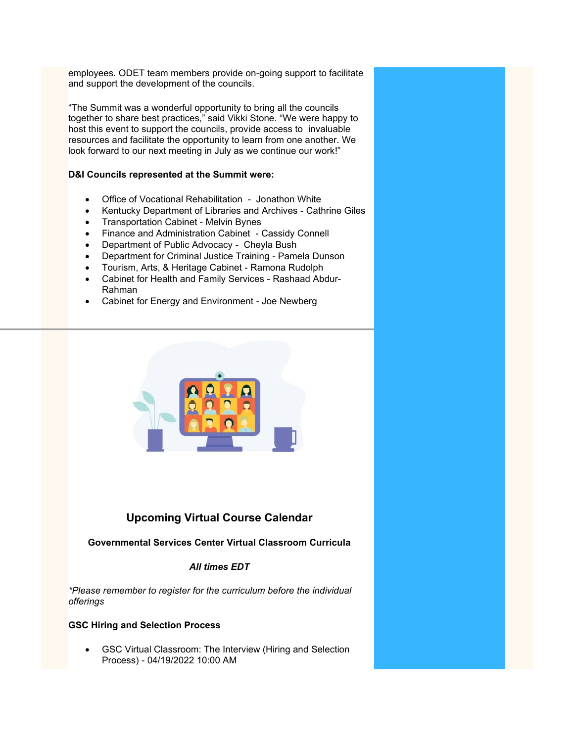employees. ODET team members provide on-going support to facilitate and support the development of the councils.

“The Summit was a wonderful opportunity to bring all the councils together to share best practices,” said Vikki Stone. “We were happy to host this event to support the councils, provide access to invaluable resources and facilitate the opportunity to learn from one another. We look forward to our next meeting in July as we continue our work!”

**D&I Councils represented at the Summit were:**

- Office of Vocational Rehabilitation - Jonathon White
- Kentucky Department of Libraries and Archives - Cathrine Giles
- Transportation Cabinet - Melvin Bynes
- Finance and Administration Cabinet - Cassidy Connell
- Department of Public Advocacy - Cheyla Bush
- Department for Criminal Justice Training - Pamela Dunson
- Tourism, Arts, & Heritage Cabinet - Ramona Rudolph
- Cabinet for Health and Family Services - Rashaad Abdur-Rahman
- Cabinet for Energy and Environment - Joe Newberg

---

## Upcoming Virtual Course Calendar

### Governmental Services Center Virtual Classroom Curricula

***All times EDT***

*\*Please remember to register for the curriculum before the individual offerings*

**GSC Hiring and Selection Process**

- GSC Virtual Classroom: The Interview (Hiring and Selection Process) - 04/19/2022 10:00 AM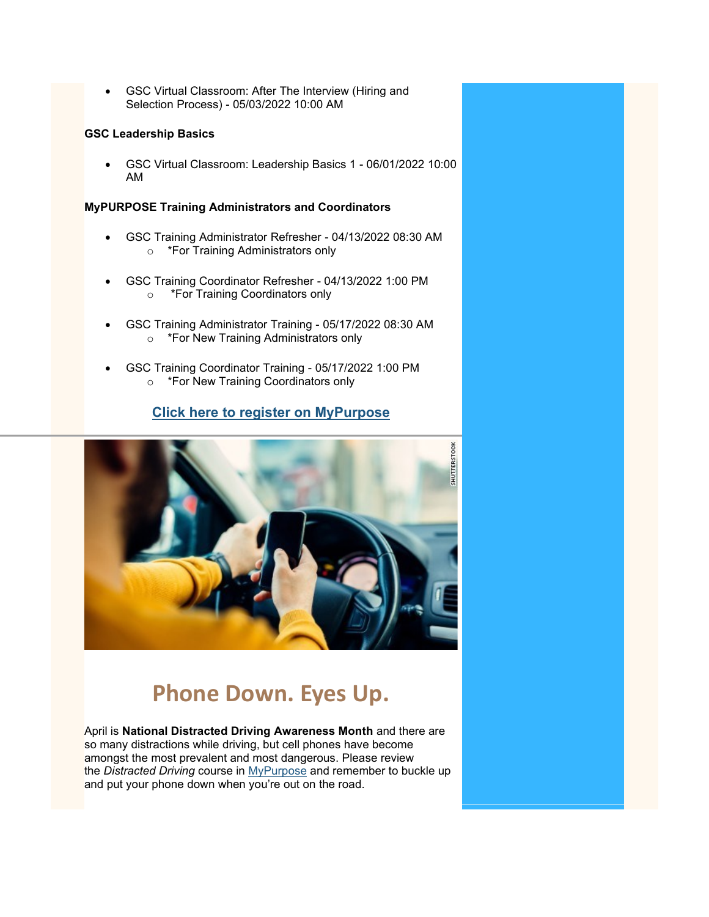- GSC Virtual Classroom: After The Interview (Hiring and Selection Process) - 05/03/2022 10:00 AM

**GSC Leadership Basics**

- GSC Virtual Classroom: Leadership Basics 1 - 06/01/2022 10:00 AM

**MyPURPOSE Training Administrators and Coordinators**

- GSC Training Administrator Refresher - 04/13/2022 08:30 AM
  - *For Training Administrators only
- GSC Training Coordinator Refresher - 04/13/2022 1:00 PM
  - *For Training Coordinators only
- GSC Training Administrator Training - 05/17/2022 08:30 AM
  - *For New Training Administrators only
- GSC Training Coordinator Training - 05/17/2022 1:00 PM
  - *For New Training Coordinators only

**Click here to register on MyPurpose**

## Phone Down. Eyes Up.

April is **National Distracted Driving Awareness Month** and there are so many distractions while driving, but cell phones have become amongst the most prevalent and most dangerous. Please review the *Distracted Driving* course in MyPurpose and remember to buckle up and put your phone down when you're out on the road.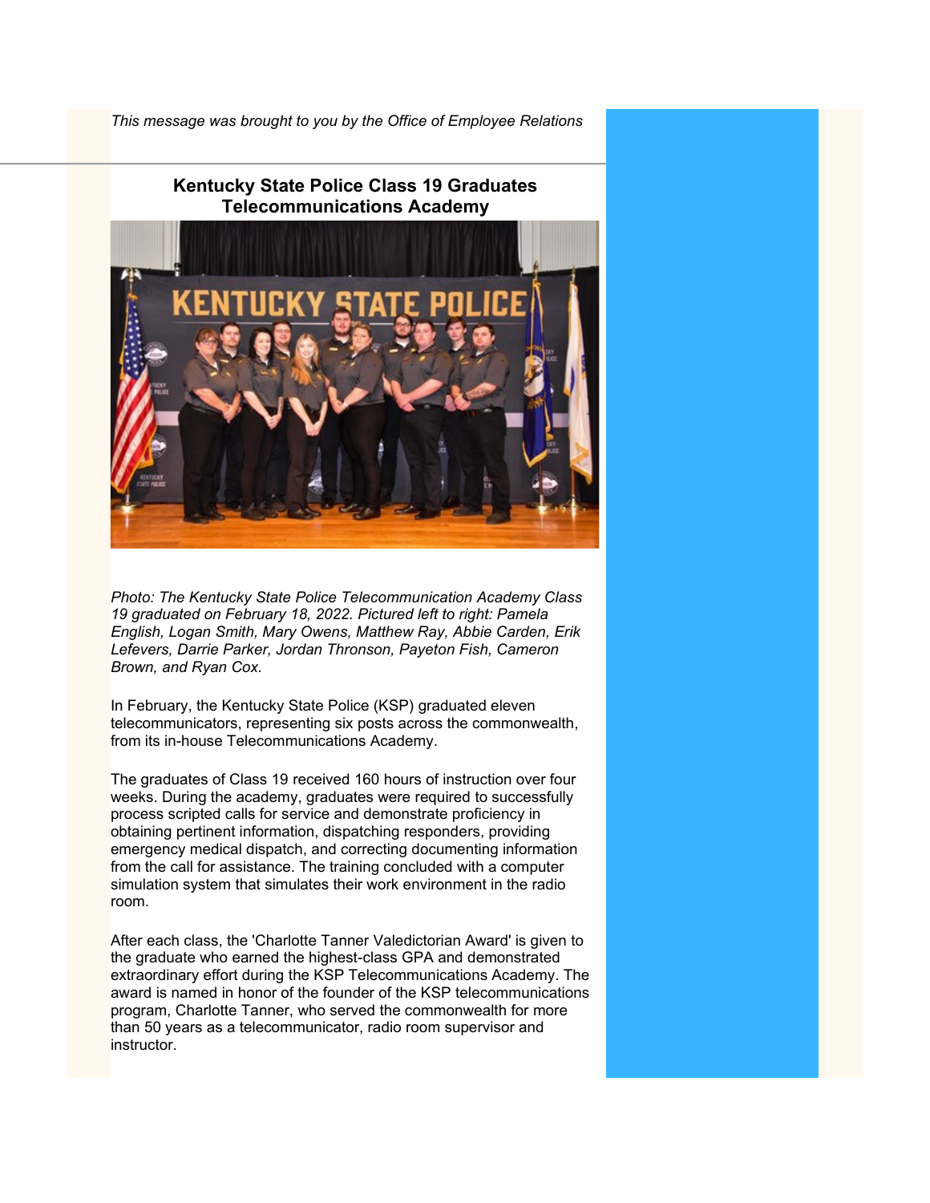*This message was brought to you by the Office of Employee Relations*

---

## Kentucky State Police Class 19 Graduates Telecommunications Academy

*Photo: The Kentucky State Police Telecommunication Academy Class 19 graduated on February 18, 2022. Pictured left to right: Pamela English, Logan Smith, Mary Owens, Matthew Ray, Abbie Carden, Erik Lefevers, Darrie Parker, Jordan Thronson, Payeton Fish, Cameron Brown, and Ryan Cox.*

In February, the Kentucky State Police (KSP) graduated eleven telecommunicators, representing six posts across the commonwealth, from its in-house Telecommunications Academy.

The graduates of Class 19 received 160 hours of instruction over four weeks. During the academy, graduates were required to successfully process scripted calls for service and demonstrate proficiency in obtaining pertinent information, dispatching responders, providing emergency medical dispatch, and correcting documenting information from the call for assistance. The training concluded with a computer simulation system that simulates their work environment in the radio room.

After each class, the 'Charlotte Tanner Valedictorian Award' is given to the graduate who earned the highest-class GPA and demonstrated extraordinary effort during the KSP Telecommunications Academy. The award is named in honor of the founder of the KSP telecommunications program, Charlotte Tanner, who served the commonwealth for more than 50 years as a telecommunicator, radio room supervisor and instructor.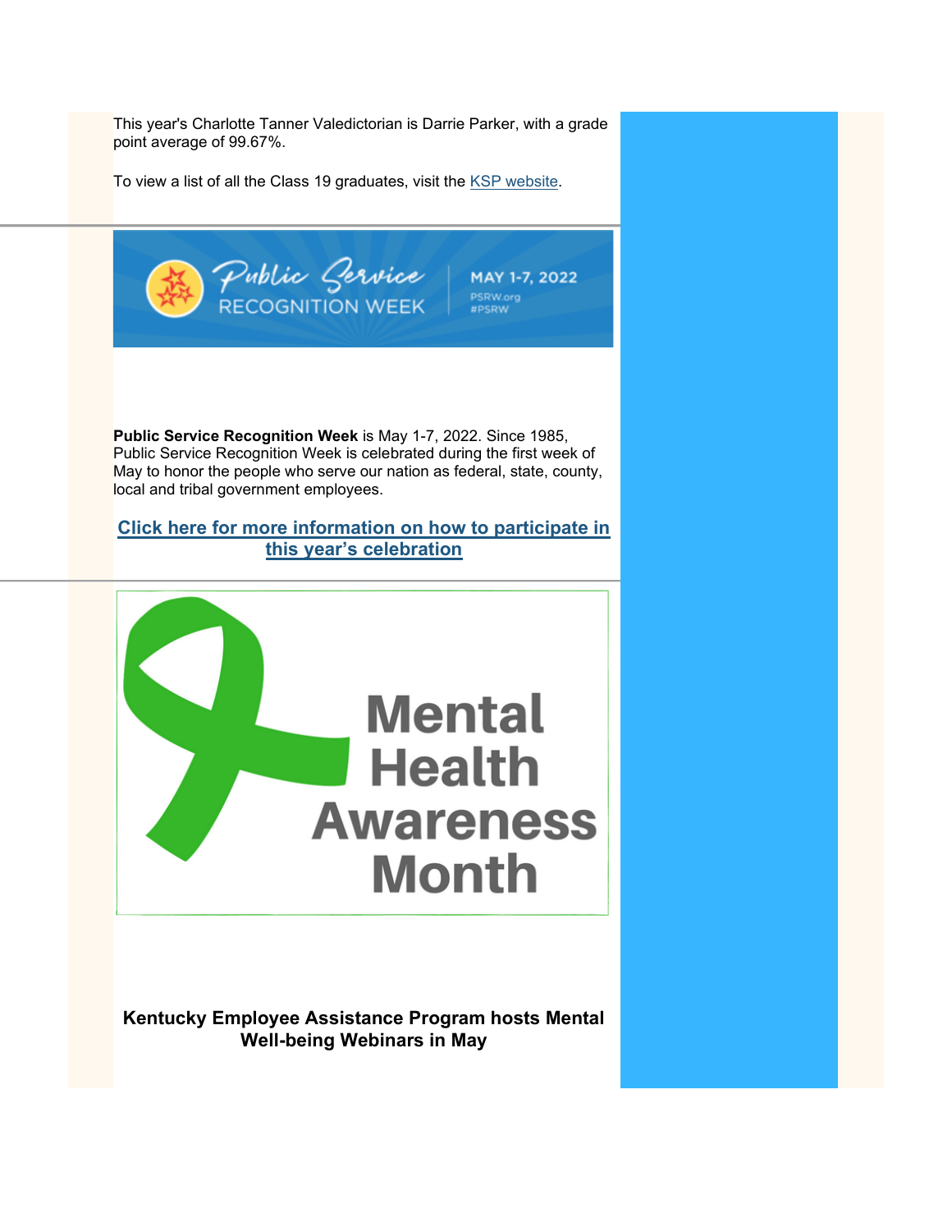This year's Charlotte Tanner Valedictorian is Darrie Parker, with a grade point average of 99.67%.

To view a list of all the Class 19 graduates, visit the KSP website.

---

**Public Service Recognition Week** is May 1-7, 2022. Since 1985, Public Service Recognition Week is celebrated during the first week of May to honor the people who serve our nation as federal, state, county, local and tribal government employees.

**Click here for more information on how to participate in this year's celebration**

---

**Kentucky Employee Assistance Program hosts Mental Well-being Webinars in May**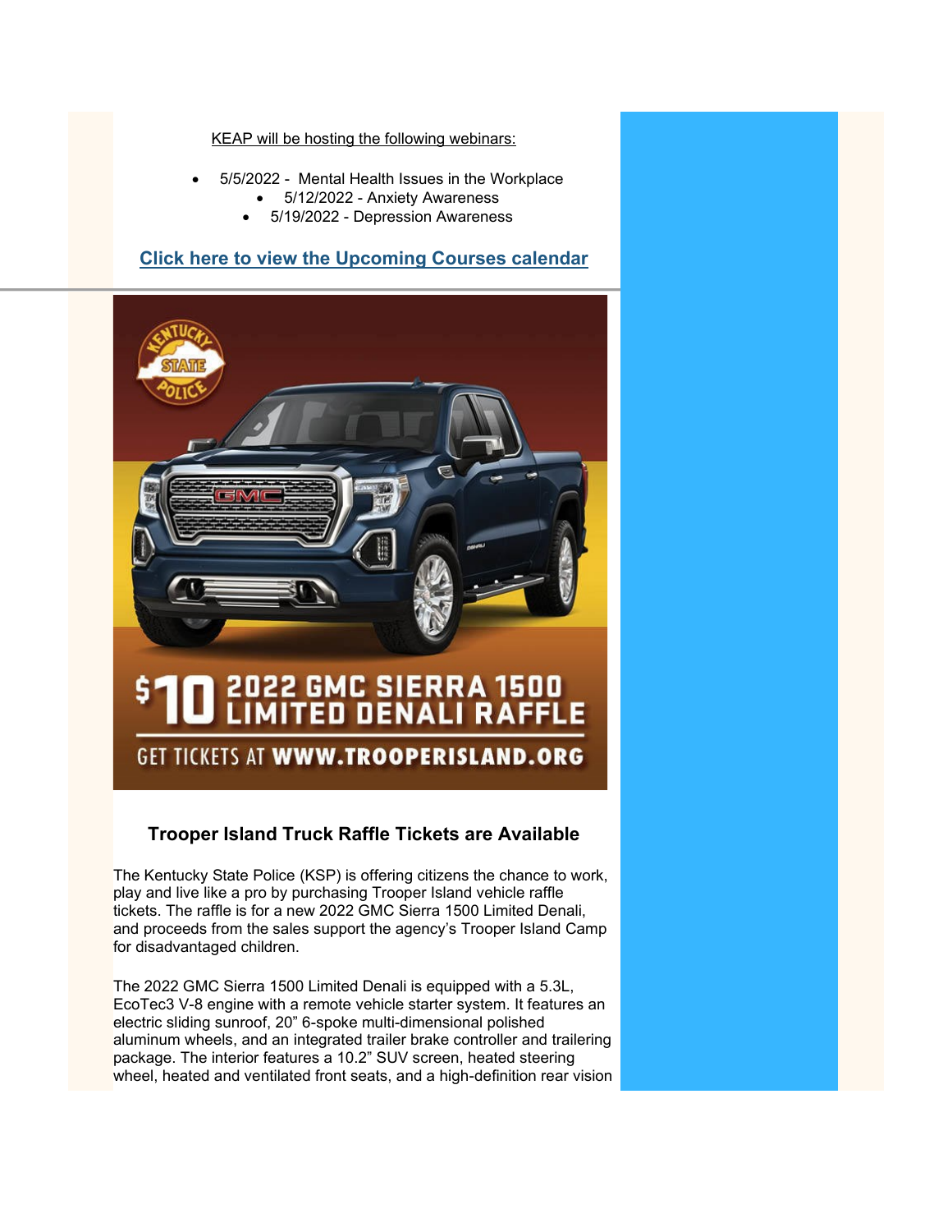KEAP will be hosting the following webinars:

- 5/5/2022 - Mental Health Issues in the Workplace
- 5/12/2022 - Anxiety Awareness
- 5/19/2022 - Depression Awareness

**Click here to view the Upcoming Courses calendar**

---

$10 2022 GMC SIERRA 1500 LIMITED DENALI RAFFLE

GET TICKETS AT **WWW.TROOPERISLAND.ORG**

### Trooper Island Truck Raffle Tickets are Available

The Kentucky State Police (KSP) is offering citizens the chance to work, play and live like a pro by purchasing Trooper Island vehicle raffle tickets. The raffle is for a new 2022 GMC Sierra 1500 Limited Denali, and proceeds from the sales support the agency's Trooper Island Camp for disadvantaged children.

The 2022 GMC Sierra 1500 Limited Denali is equipped with a 5.3L, EcoTec3 V-8 engine with a remote vehicle starter system. It features an electric sliding sunroof, 20" 6-spoke multi-dimensional polished aluminum wheels, and an integrated trailer brake controller and trailering package. The interior features a 10.2" SUV screen, heated steering wheel, heated and ventilated front seats, and a high-definition rear vision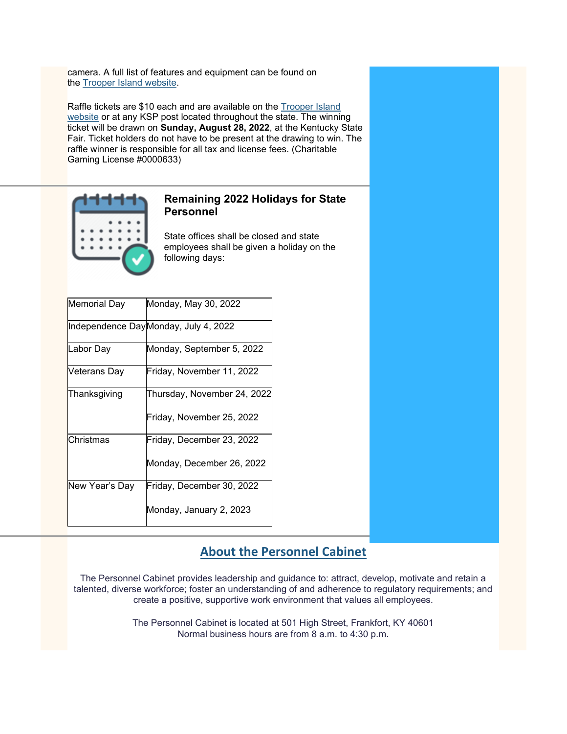camera. A full list of features and equipment can be found on the [Trooper Island website](#).

Raffle tickets are $10 each and are available on the [Trooper Island website](#) or at any KSP post located throughout the state. The winning ticket will be drawn on **Sunday, August 28, 2022**, at the Kentucky State Fair. Ticket holders do not have to be present at the drawing to win. The raffle winner is responsible for all tax and license fees. (Charitable Gaming License #0000633)

---

### Remaining 2022 Holidays for State Personnel

State offices shall be closed and state employees shall be given a holiday on the following days:

| | |
|---|---|
| Memorial Day | Monday, May 30, 2022 |
| Independence Day | Monday, July 4, 2022 |
| Labor Day | Monday, September 5, 2022 |
| Veterans Day | Friday, November 11, 2022 |
| Thanksgiving | Thursday, November 24, 2022<br>Friday, November 25, 2022 |
| Christmas | Friday, December 23, 2022<br>Monday, December 26, 2022 |
| New Year's Day | Friday, December 30, 2022<br>Monday, January 2, 2023 |

---

## About the Personnel Cabinet

The Personnel Cabinet provides leadership and guidance to: attract, develop, motivate and retain a talented, diverse workforce; foster an understanding of and adherence to regulatory requirements; and create a positive, supportive work environment that values all employees.

The Personnel Cabinet is located at 501 High Street, Frankfort, KY 40601
Normal business hours are from 8 a.m. to 4:30 p.m.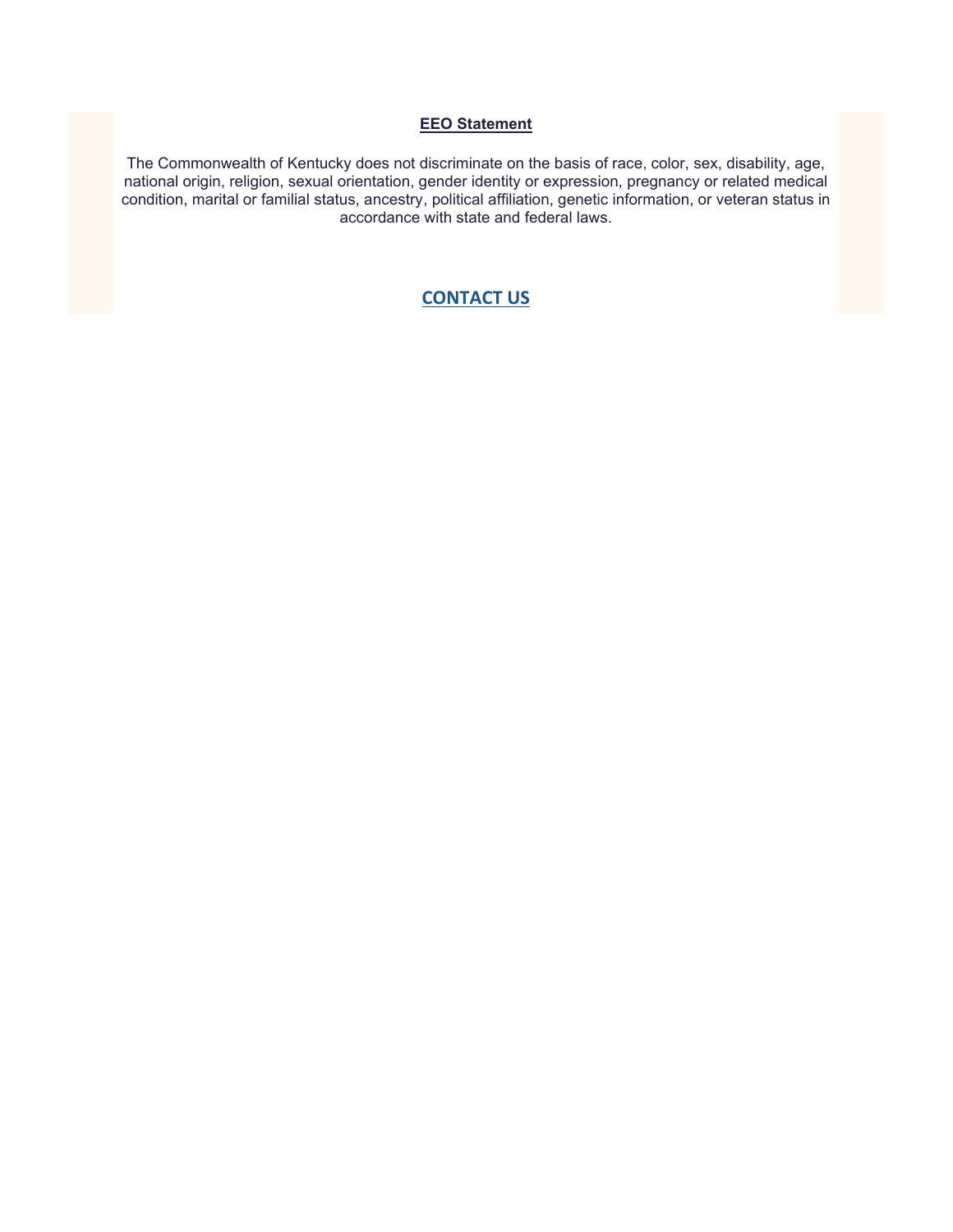## EEO Statement

The Commonwealth of Kentucky does not discriminate on the basis of race, color, sex, disability, age, national origin, religion, sexual orientation, gender identity or expression, pregnancy or related medical condition, marital or familial status, ancestry, political affiliation, genetic information, or veteran status in accordance with state and federal laws.

## CONTACT US